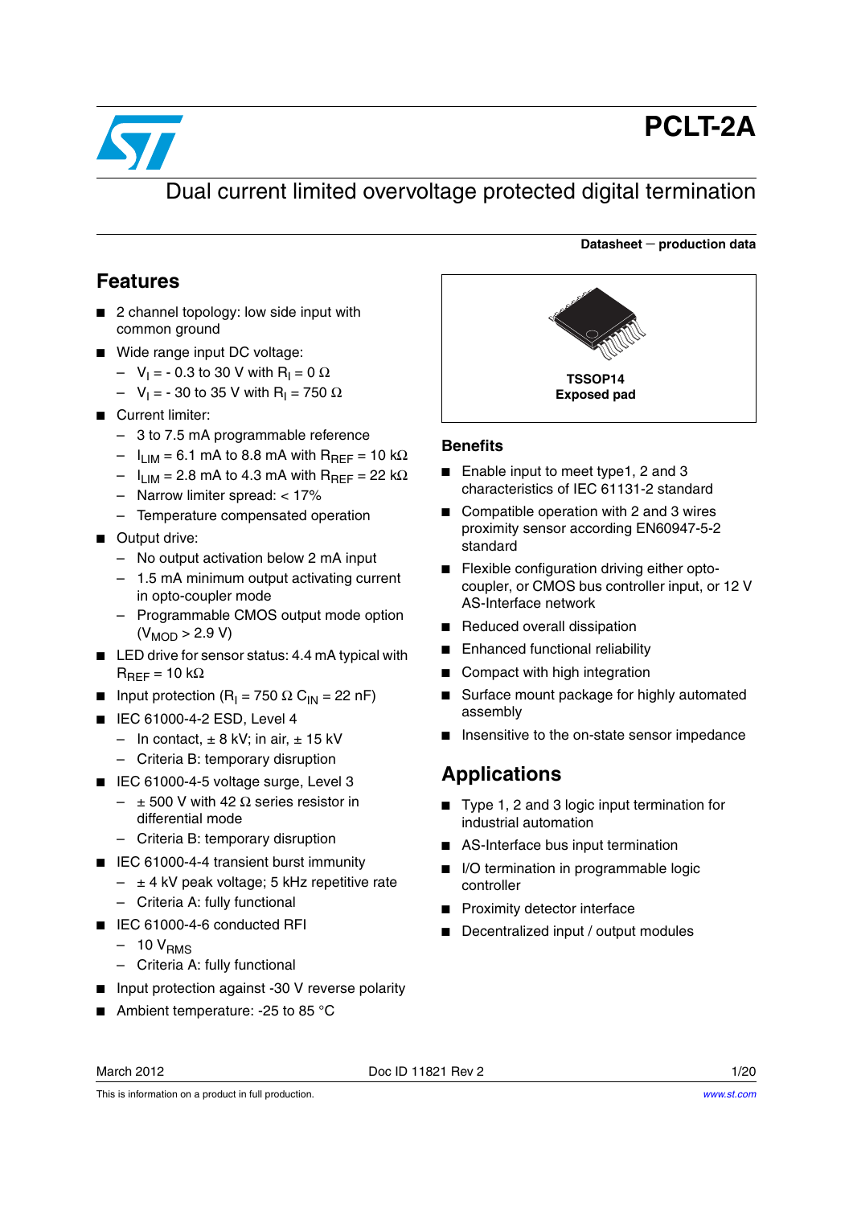# PCLT-2A

## Dual current limited overvoltage protected digital termination

**Datasheet — production data**

## Features

- 2 channel topology: low side input with common ground
- Wide range input DC voltage:
  - $V_I$ = - 0.3 to 30 V with $R_I$ = 0 Ω
  - $V_I$ = - 30 to 35 V with $R_I$ = 750 Ω
- Current limiter:
  - 3 to 7.5 mA programmable reference
  - $I_{LIM}$ = 6.1 mA to 8.8 mA with $R_{REF}$ = 10 kΩ
  - $I_{LIM}$ = 2.8 mA to 4.3 mA with $R_{REF}$ = 22 kΩ
  - Narrow limiter spread: < 17%
  - Temperature compensated operation
- Output drive:
  - No output activation below 2 mA input
  - 1.5 mA minimum output activating current in opto-coupler mode
  - Programmable CMOS output mode option ($V_{MOD}$ > 2.9 V)
- LED drive for sensor status: 4.4 mA typical with $R_{REF}$ = 10 kΩ
- Input protection ($R_I$ = 750 Ω $C_{IN}$ = 22 nF)
- IEC 61000-4-2 ESD, Level 4
  - In contact, ± 8 kV; in air, ± 15 kV
  - Criteria B: temporary disruption
- IEC 61000-4-5 voltage surge, Level 3
  - ± 500 V with 42 Ω series resistor in differential mode
  - Criteria B: temporary disruption
- IEC 61000-4-4 transient burst immunity
  - ± 4 kV peak voltage; 5 kHz repetitive rate
  - Criteria A: fully functional
- IEC 61000-4-6 conducted RFI
  - 10 $V_{RMS}$
  - Criteria A: fully functional
- Input protection against -30 V reverse polarity
- Ambient temperature: -25 to 85 °C

**TSSOP14**
**Exposed pad**

### Benefits

- Enable input to meet type1, 2 and 3 characteristics of IEC 61131-2 standard
- Compatible operation with 2 and 3 wires proximity sensor according EN60947-5-2 standard
- Flexible configuration driving either opto-coupler, or CMOS bus controller input, or 12 V AS-Interface network
- Reduced overall dissipation
- Enhanced functional reliability
- Compact with high integration
- Surface mount package for highly automated assembly
- Insensitive to the on-state sensor impedance

## Applications

- Type 1, 2 and 3 logic input termination for industrial automation
- AS-Interface bus input termination
- I/O termination in programmable logic controller
- Proximity detector interface
- Decentralized input / output modules

March 2012 Doc ID 11821 Rev 2

This is information on a product in full production.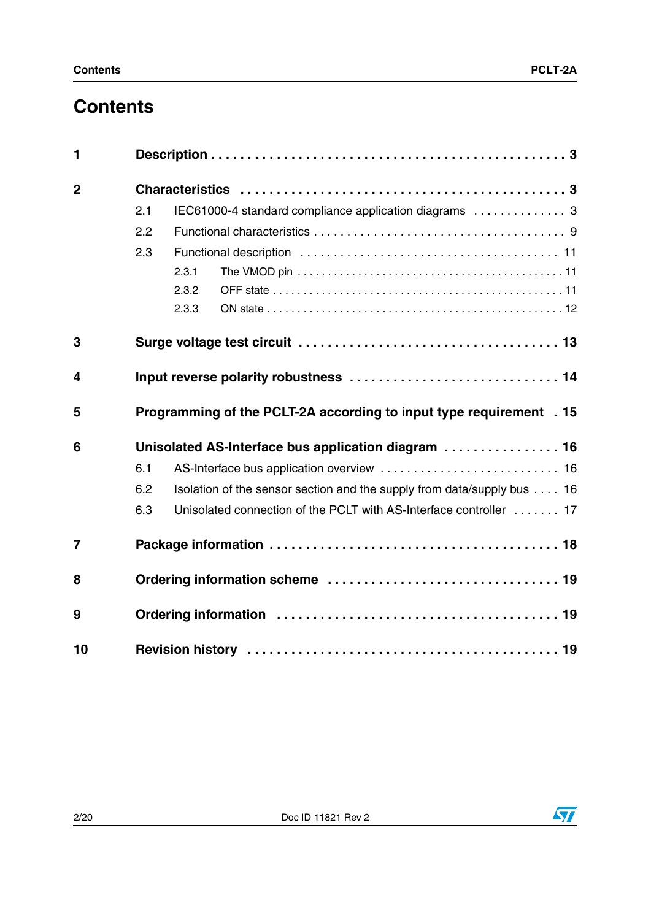# Contents

**1 Description . . . . . . . . . . . . . . . . . . . . . . . . . . . . . . . . . . . . . . . . . . . . . . . 3**

**2 Characteristics . . . . . . . . . . . . . . . . . . . . . . . . . . . . . . . . . . . . . . . . . . . . 3**

- 2.1 IEC61000-4 standard compliance application diagrams . . . . . . . . . . . . . . 3
- 2.2 Functional characteristics . . . . . . . . . . . . . . . . . . . . . . . . . . . . . . . . . . . . 9
- 2.3 Functional description . . . . . . . . . . . . . . . . . . . . . . . . . . . . . . . . . . . . . 11
  - 2.3.1 The VMOD pin . . . . . . . . . . . . . . . . . . . . . . . . . . . . . . . . . . . . . . . . . 11
  - 2.3.2 OFF state . . . . . . . . . . . . . . . . . . . . . . . . . . . . . . . . . . . . . . . . . . . . 11
  - 2.3.3 ON state . . . . . . . . . . . . . . . . . . . . . . . . . . . . . . . . . . . . . . . . . . . . . 12

**3 Surge voltage test circuit . . . . . . . . . . . . . . . . . . . . . . . . . . . . . . . . . . 13**

**4 Input reverse polarity robustness . . . . . . . . . . . . . . . . . . . . . . . . . . . . 14**

**5 Programming of the PCLT-2A according to input type requirement . 15**

**6 Unisolated AS-Interface bus application diagram . . . . . . . . . . . . . . . . 16**

- 6.1 AS-Interface bus application overview . . . . . . . . . . . . . . . . . . . . . . . . . . 16
- 6.2 Isolation of the sensor section and the supply from data/supply bus . . . . 16
- 6.3 Unisolated connection of the PCLT with AS-Interface controller . . . . . . . 17

**7 Package information . . . . . . . . . . . . . . . . . . . . . . . . . . . . . . . . . . . . . 18**

**8 Ordering information scheme . . . . . . . . . . . . . . . . . . . . . . . . . . . . . . . 19**

**9 Ordering information . . . . . . . . . . . . . . . . . . . . . . . . . . . . . . . . . . . . . 19**

**10 Revision history . . . . . . . . . . . . . . . . . . . . . . . . . . . . . . . . . . . . . . . . 19**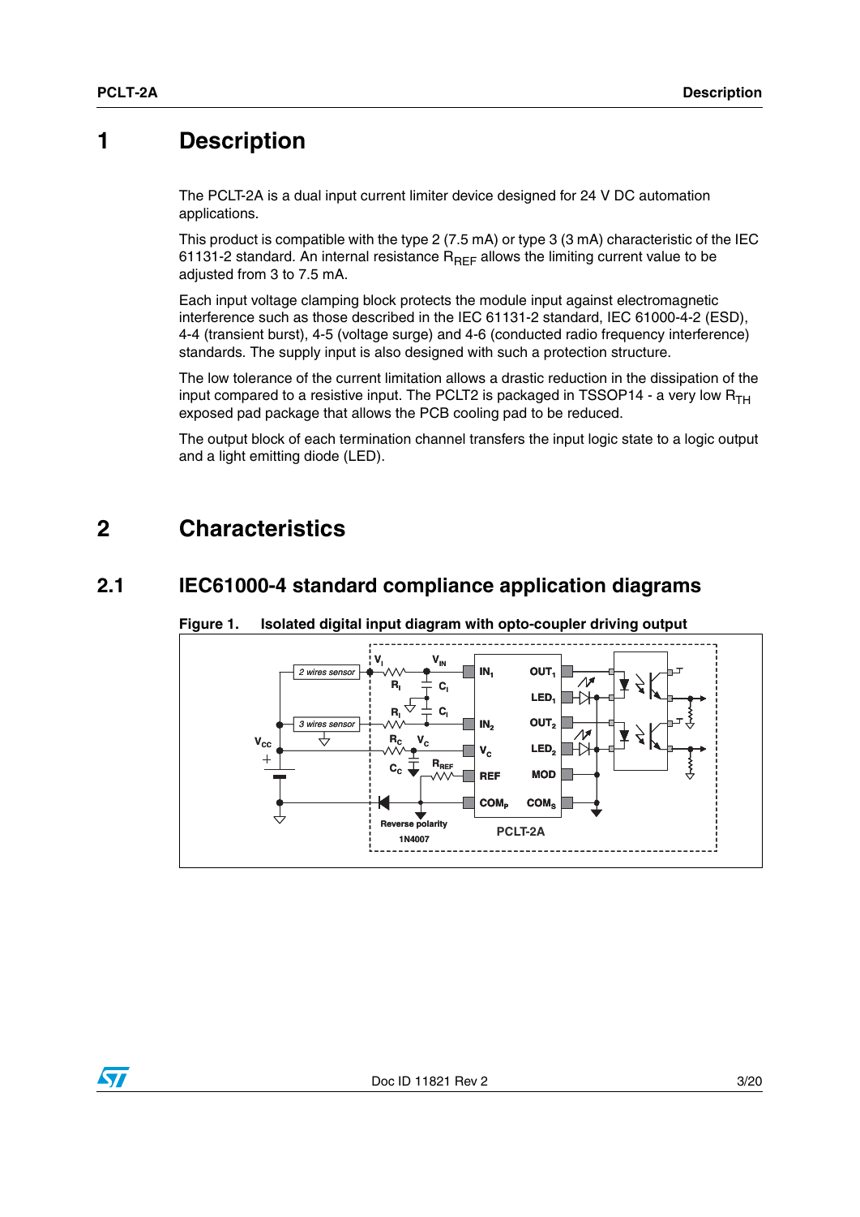# 1 Description

The PCLT-2A is a dual input current limiter device designed for 24 V DC automation applications.

This product is compatible with the type 2 (7.5 mA) or type 3 (3 mA) characteristic of the IEC 61131-2 standard. An internal resistance $R_{REF}$ allows the limiting current value to be adjusted from 3 to 7.5 mA.

Each input voltage clamping block protects the module input against electromagnetic interference such as those described in the IEC 61131-2 standard, IEC 61000-4-2 (ESD), 4-4 (transient burst), 4-5 (voltage surge) and 4-6 (conducted radio frequency interference) standards. The supply input is also designed with such a protection structure.

The low tolerance of the current limitation allows a drastic reduction in the dissipation of the input compared to a resistive input. The PCLT2 is packaged in TSSOP14 - a very low $R_{TH}$ exposed pad package that allows the PCB cooling pad to be reduced.

The output block of each termination channel transfers the input logic state to a logic output and a light emitting diode (LED).

# 2 Characteristics

## 2.1 IEC61000-4 standard compliance application diagrams

**Figure 1. Isolated digital input diagram with opto-coupler driving output**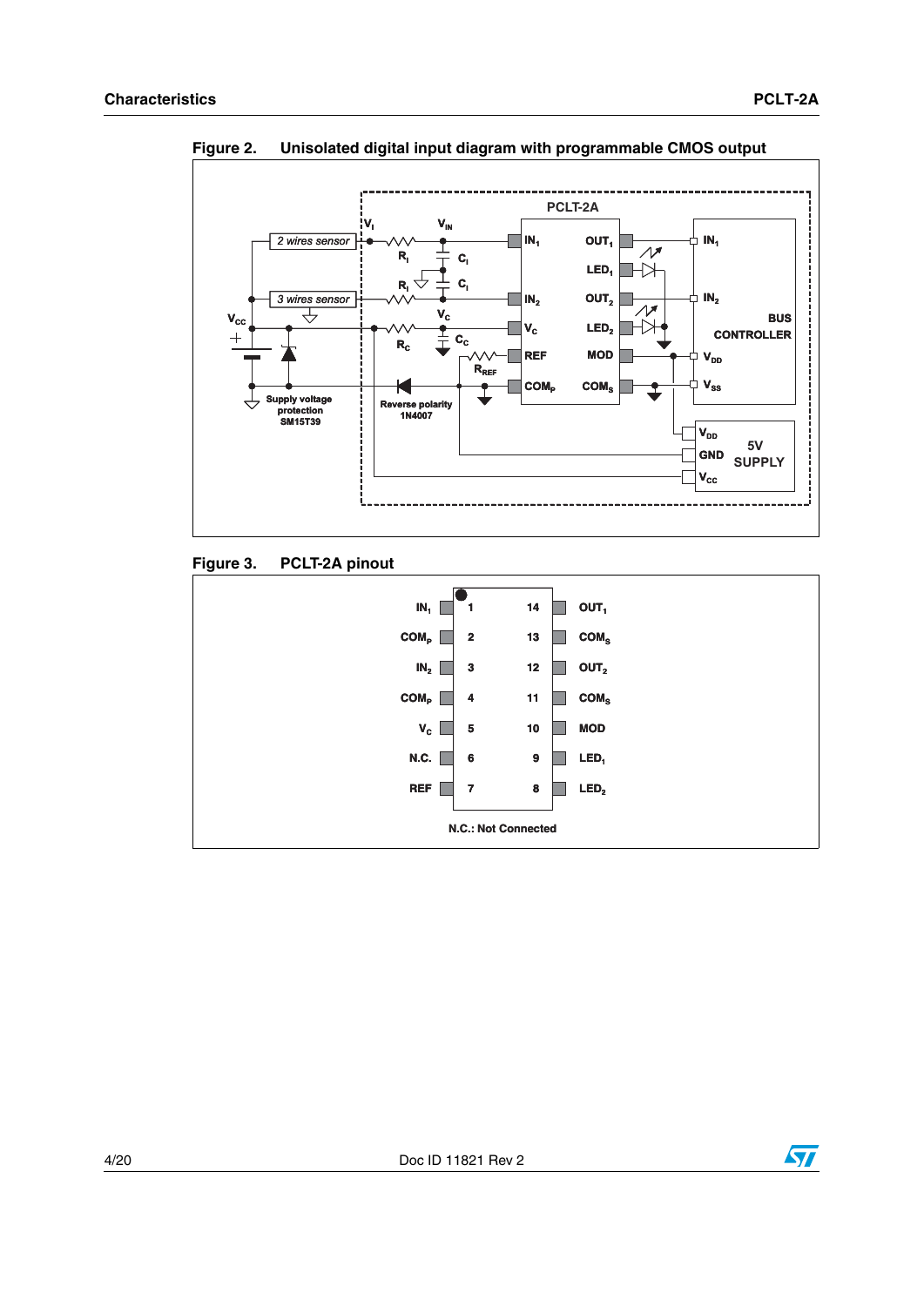Figure 2. Unisolated digital input diagram with programmable CMOS output

Figure 3. PCLT-2A pinout

| Pin | Name | Pin | Name |
|---|---|---|---|
| 1 | $IN_1$ | 14 | $OUT_1$ |
| 2 | $COM_P$ | 13 | $COM_S$ |
| 3 | $IN_2$ | 12 | $OUT_2$ |
| 4 | $COM_P$ | 11 | $COM_S$ |
| 5 | $V_C$ | 10 | MOD |
| 6 | N.C. | 9 | $LED_1$ |
| 7 | REF | 8 | $LED_2$ |

N.C.: Not Connected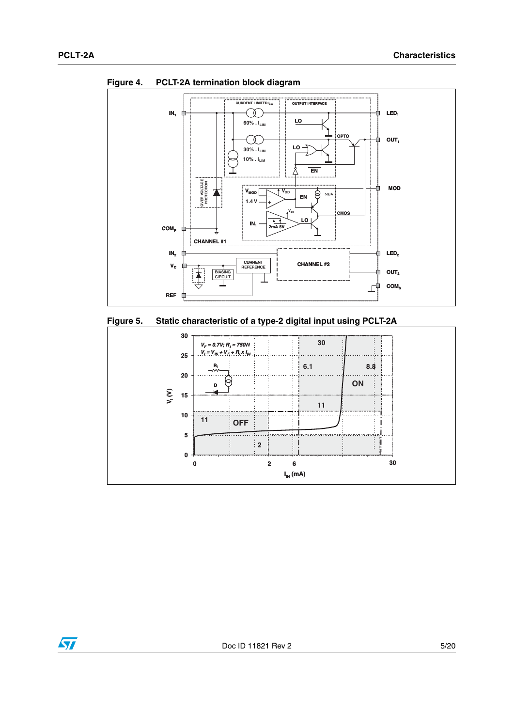**Figure 4. PCLT-2A termination block diagram**

**Figure 5. Static characteristic of a type-2 digital input using PCLT-2A**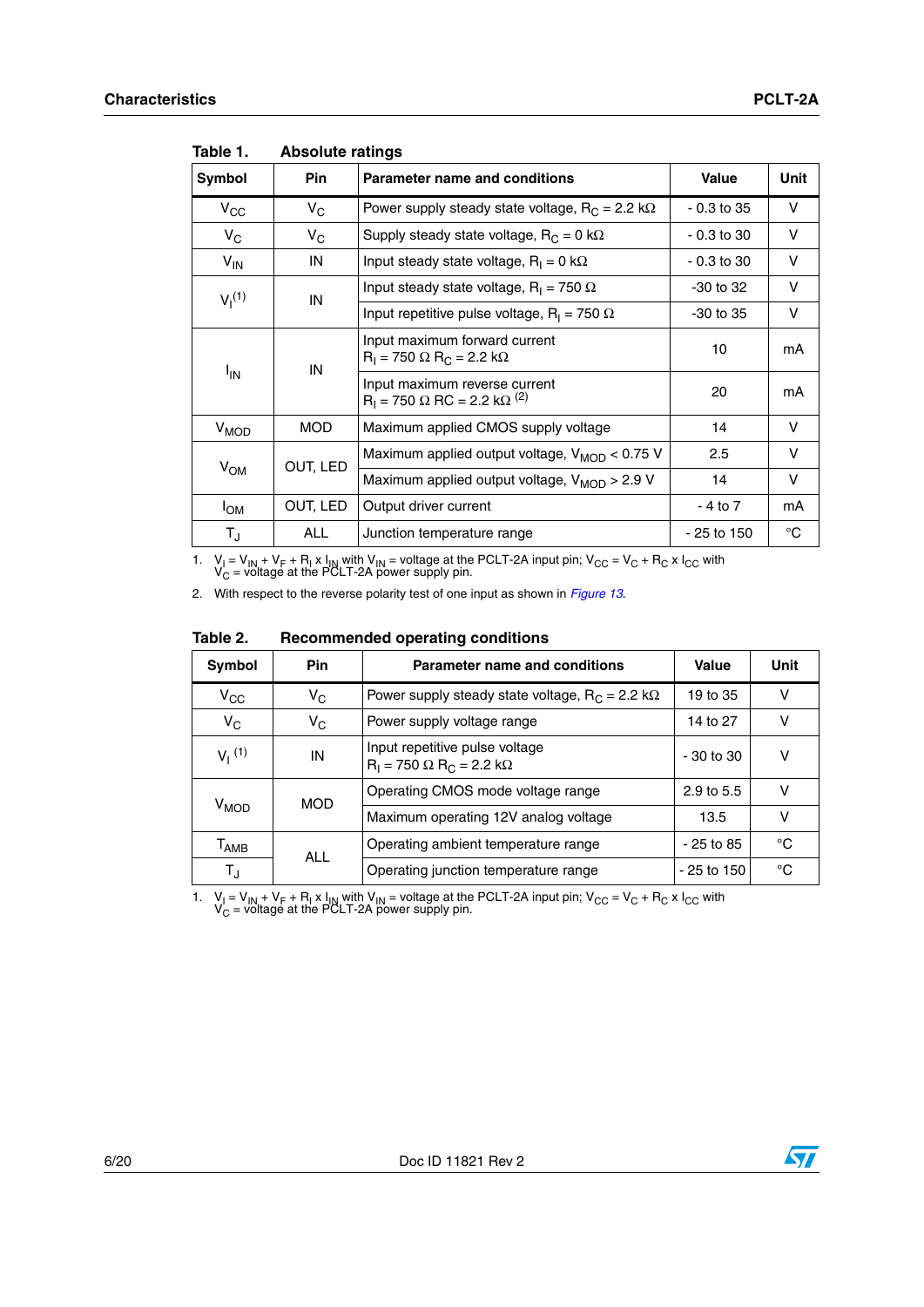Table 1. Absolute ratings

| Symbol | Pin | Parameter name and conditions | Value | Unit |
|---|---|---|---|---|
| $V_{CC}$ | $V_C$ | Power supply steady state voltage, $R_C = 2.2\ k\Omega$ | - 0.3 to 35 | V |
| $V_C$ | $V_C$ | Supply steady state voltage, $R_C = 0\ k\Omega$ | - 0.3 to 30 | V |
| $V_{IN}$ | IN | Input steady state voltage, $R_I = 0\ k\Omega$ | - 0.3 to 30 | V |
| $V_I$ (1) | IN | Input steady state voltage, $R_I = 750\ \Omega$ | -30 to 32 | V |
| | | Input repetitive pulse voltage, $R_I = 750\ \Omega$ | -30 to 35 | V |
| $I_{IN}$ | IN | Input maximum forward current $R_I = 750\ \Omega$ $R_C = 2.2\ k\Omega$ | 10 | mA |
| | | Input maximum reverse current $R_I = 750\ \Omega$ RC = $2.2\ k\Omega$ (2) | 20 | mA |
| $V_{MOD}$ | MOD | Maximum applied CMOS supply voltage | 14 | V |
| $V_{OM}$ | OUT, LED | Maximum applied output voltage, $V_{MOD} < 0.75$ V | 2.5 | V |
| | | Maximum applied output voltage, $V_{MOD} > 2.9$ V | 14 | V |
| $I_{OM}$ | OUT, LED | Output driver current | - 4 to 7 | mA |
| $T_J$ | ALL | Junction temperature range | - 25 to 150 | °C |

1. $V_I = V_{IN} + V_F + R_I \times I_{IN}$ with $V_{IN}$ = voltage at the PCLT-2A input pin; $V_{CC} = V_C + R_C \times I_{CC}$ with $V_C$ = voltage at the PCLT-2A power supply pin.
2. With respect to the reverse polarity test of one input as shown in *Figure 13*.

Table 2. Recommended operating conditions

| Symbol | Pin | Parameter name and conditions | Value | Unit |
|---|---|---|---|---|
| $V_{CC}$ | $V_C$ | Power supply steady state voltage, $R_C = 2.2\ k\Omega$ | 19 to 35 | V |
| $V_C$ | $V_C$ | Power supply voltage range | 14 to 27 | V |
| $V_I$ (1) | IN | Input repetitive pulse voltage $R_I = 750\ \Omega$ $R_C = 2.2\ k\Omega$ | - 30 to 30 | V |
| $V_{MOD}$ | MOD | Operating CMOS mode voltage range | 2.9 to 5.5 | V |
| | | Maximum operating 12V analog voltage | 13.5 | V |
| $T_{AMB}$ | ALL | Operating ambient temperature range | - 25 to 85 | °C |
| $T_J$ | | Operating junction temperature range | - 25 to 150 | °C |

1. $V_I = V_{IN} + V_F + R_I \times I_{IN}$ with $V_{IN}$ = voltage at the PCLT-2A input pin; $V_{CC} = V_C + R_C \times I_{CC}$ with $V_C$ = voltage at the PCLT-2A power supply pin.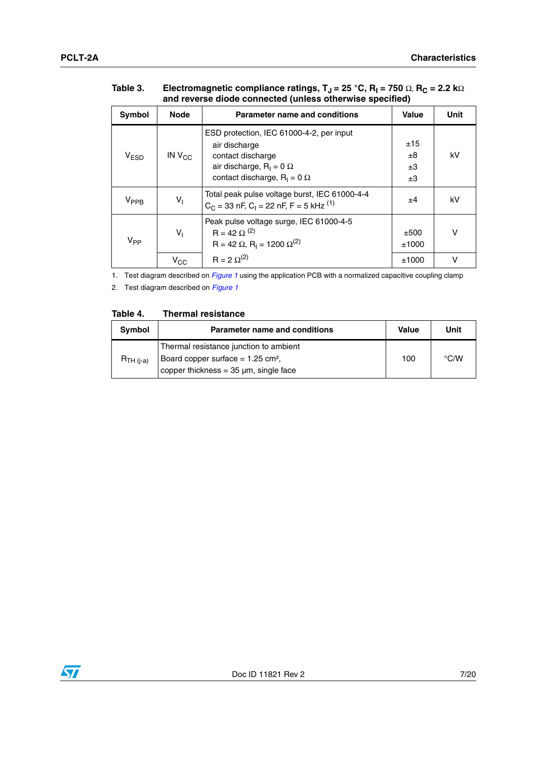Table 3. Electromagnetic compliance ratings, $T_J$ = 25 °C, $R_I$ = 750 Ω, $R_C$ = 2.2 kΩ and reverse diode connected (unless otherwise specified)

| Symbol | Node | Parameter name and conditions | Value | Unit |
|---|---|---|---|---|
| $V_{ESD}$ | IN $V_{CC}$ | ESD protection, IEC 61000-4-2, per input<br>air discharge<br>contact discharge<br>air discharge, $R_I$ = 0 Ω<br>contact discharge, $R_I$ = 0 Ω | ±15<br>±8<br>±3<br>±3 | kV |
| $V_{PPB}$ | $V_I$ | Total peak pulse voltage burst, IEC 61000-4-4<br>$C_C$ = 33 nF, $C_I$ = 22 nF, F = 5 kHz [(1)] | ±4 | kV |
| $V_{PP}$ | $V_I$ | Peak pulse voltage surge, IEC 61000-4-5<br>R = 42 Ω [(2)]<br>R = 42 Ω, $R_I$ = 1200 Ω[(2)] | ±500<br>±1000 | V |
| | $V_{CC}$ | R = 2 Ω[(2)] | ±1000 | V |

1. Test diagram described on *Figure 1* using the application PCB with a normalized capacitive coupling clamp
2. Test diagram described on *Figure 1*

Table 4. Thermal resistance

| Symbol | Parameter name and conditions | Value | Unit |
|---|---|---|---|
| $R_{TH\ (j-a)}$ | Thermal resistance junction to ambient<br>Board copper surface = 1.25 cm²,<br>copper thickness = 35 µm, single face | 100 | °C/W |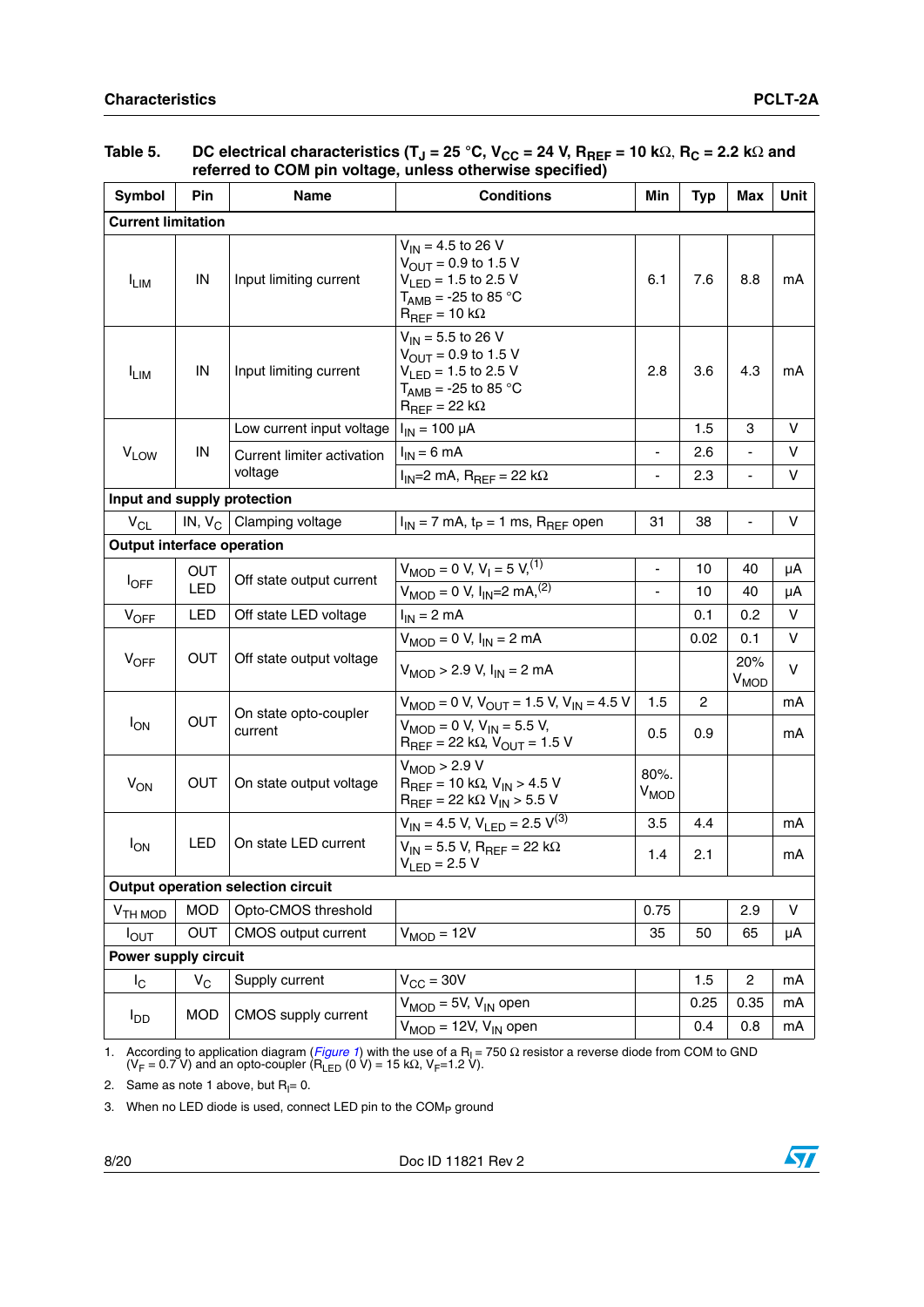**Table 5. DC electrical characteristics ($T_J$ = 25 °C, $V_{CC}$ = 24 V, $R_{REF}$ = 10 kΩ, $R_C$ = 2.2 kΩ and referred to COM pin voltage, unless otherwise specified)**

| Symbol | Pin | Name | Conditions | Min | Typ | Max | Unit |
|---|---|---|---|---|---|---|---|
| **Current limitation** | | | | | | | |
| $I_{LIM}$ | IN | Input limiting current | $V_{IN}$ = 4.5 to 26 V<br>$V_{OUT}$ = 0.9 to 1.5 V<br>$V_{LED}$ = 1.5 to 2.5 V<br>$T_{AMB}$ = -25 to 85 °C<br>$R_{REF}$ = 10 kΩ | 6.1 | 7.6 | 8.8 | mA |
| $I_{LIM}$ | IN | Input limiting current | $V_{IN}$ = 5.5 to 26 V<br>$V_{OUT}$ = 0.9 to 1.5 V<br>$V_{LED}$ = 1.5 to 2.5 V<br>$T_{AMB}$ = -25 to 85 °C<br>$R_{REF}$ = 22 kΩ | 2.8 | 3.6 | 4.3 | mA |
| $V_{LOW}$ | IN | Low current input voltage | $I_{IN}$ = 100 µA | | 1.5 | 3 | V |
| | | Current limiter activation voltage | $I_{IN}$ = 6 mA | - | 2.6 | - | V |
| | | | $I_{IN}$=2 mA, $R_{REF}$ = 22 kΩ | - | 2.3 | - | V |
| **Input and supply protection** | | | | | | | |
| $V_{CL}$ | IN, $V_C$ | Clamping voltage | $I_{IN}$ = 7 mA, $t_P$ = 1 ms, $R_{REF}$ open | 31 | 38 | - | V |
| **Output interface operation** | | | | | | | |
| $I_{OFF}$ | OUT<br>LED | Off state output current | $V_{MOD}$ = 0 V, $V_I$ = 5 V,[1] | - | 10 | 40 | µA |
| | | | $V_{MOD}$ = 0 V, $I_{IN}$=2 mA,[2] | - | 10 | 40 | µA |
| $V_{OFF}$ | LED | Off state LED voltage | $I_{IN}$ = 2 mA | | 0.1 | 0.2 | V |
| $V_{OFF}$ | OUT | Off state output voltage | $V_{MOD}$ = 0 V, $I_{IN}$ = 2 mA | | 0.02 | 0.1 | V |
| | | | $V_{MOD}$ > 2.9 V, $I_{IN}$ = 2 mA | | | 20% $V_{MOD}$ | V |
| $I_{ON}$ | OUT | On state opto-coupler current | $V_{MOD}$ = 0 V, $V_{OUT}$ = 1.5 V, $V_{IN}$ = 4.5 V | 1.5 | 2 | | mA |
| | | | $V_{MOD}$ = 0 V, $V_{IN}$ = 5.5 V,<br>$R_{REF}$ = 22 kΩ, $V_{OUT}$ = 1.5 V | 0.5 | 0.9 | | mA |
| $V_{ON}$ | OUT | On state output voltage | $V_{MOD}$ > 2.9 V<br>$R_{REF}$ = 10 kΩ, $V_{IN}$ > 4.5 V<br>$R_{REF}$ = 22 kΩ $V_{IN}$ > 5.5 V | 80%. $V_{MOD}$ | | | |
| $I_{ON}$ | LED | On state LED current | $V_{IN}$ = 4.5 V, $V_{LED}$ = 2.5 V[3] | 3.5 | 4.4 | | mA |
| | | | $V_{IN}$ = 5.5 V, $R_{REF}$ = 22 kΩ<br>$V_{LED}$ = 2.5 V | 1.4 | 2.1 | | mA |
| **Output operation selection circuit** | | | | | | | |
| $V_{TH\ MOD}$ | MOD | Opto-CMOS threshold | | 0.75 | | 2.9 | V |
| $I_{OUT}$ | OUT | CMOS output current | $V_{MOD}$ = 12V | 35 | 50 | 65 | µA |
| **Power supply circuit** | | | | | | | |
| $I_C$ | $V_C$ | Supply current | $V_{CC}$ = 30V | | 1.5 | 2 | mA |
| $I_{DD}$ | MOD | CMOS supply current | $V_{MOD}$ = 5V, $V_{IN}$ open | | 0.25 | 0.35 | mA |
| | | | $V_{MOD}$ = 12V, $V_{IN}$ open | | 0.4 | 0.8 | mA |

1. According to application diagram (*Figure 1*) with the use of a $R_I$ = 750 Ω resistor a reverse diode from COM to GND ($V_F$ = 0.7 V) and an opto-coupler ($R_{LED}$ (0 V) = 15 kΩ, $V_F$=1.2 V).
2. Same as note 1 above, but $R_I$= 0.
3. When no LED diode is used, connect LED pin to the $COM_P$ ground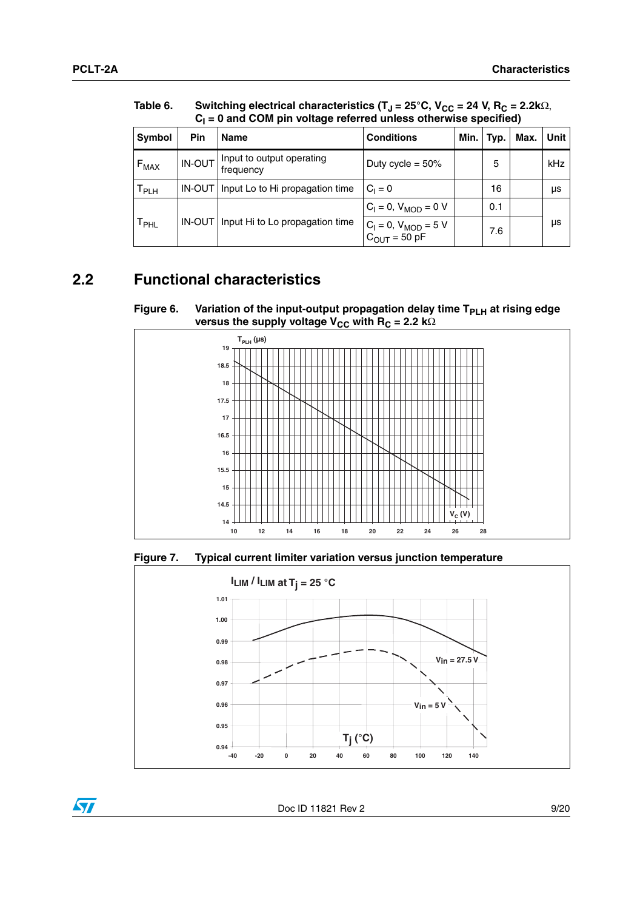Table 6. Switching electrical characteristics ($T_J$ = 25°C, $V_{CC}$ = 24 V, $R_C$ = 2.2kΩ, $C_I$ = 0 and COM pin voltage referred unless otherwise specified)

| Symbol | Pin | Name | Conditions | Min. | Typ. | Max. | Unit |
|---|---|---|---|---|---|---|---|
| $F_{MAX}$ | IN-OUT | Input to output operating frequency | Duty cycle = 50% | | 5 | | kHz |
| $T_{PLH}$ | IN-OUT | Input Lo to Hi propagation time | $C_I = 0$ | | 16 | | µs |
| $T_{PHL}$ | IN-OUT | Input Hi to Lo propagation time | $C_I = 0$, $V_{MOD} = 0$ V | | 0.1 | | µs |
| | | | $C_I = 0$, $V_{MOD} = 5$ V $C_{OUT} = 50$ pF | | 7.6 | | |

## 2.2 Functional characteristics

Figure 6. Variation of the input-output propagation delay time $T_{PLH}$ at rising edge versus the supply voltage $V_{CC}$ with $R_C$ = 2.2 kΩ

Figure 7. Typical current limiter variation versus junction temperature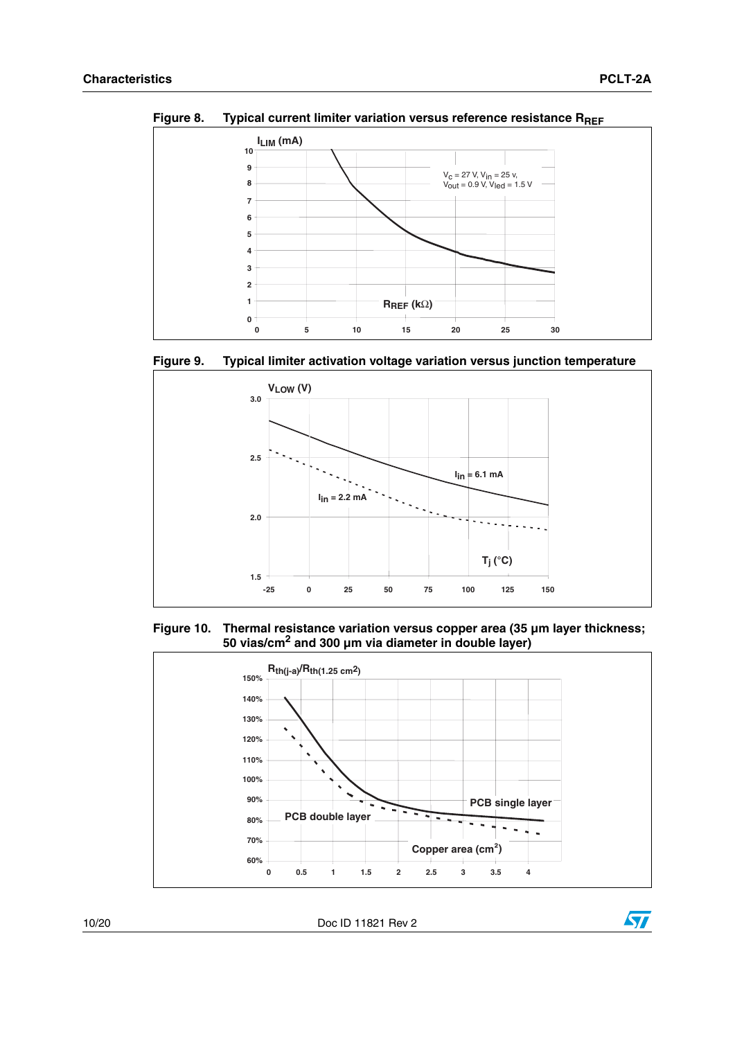Figure 8. Typical current limiter variation versus reference resistance $R_{REF}$

Figure 9. Typical limiter activation voltage variation versus junction temperature

Figure 10. Thermal resistance variation versus copper area (35 µm layer thickness; 50 vias/cm² and 300 µm via diameter in double layer)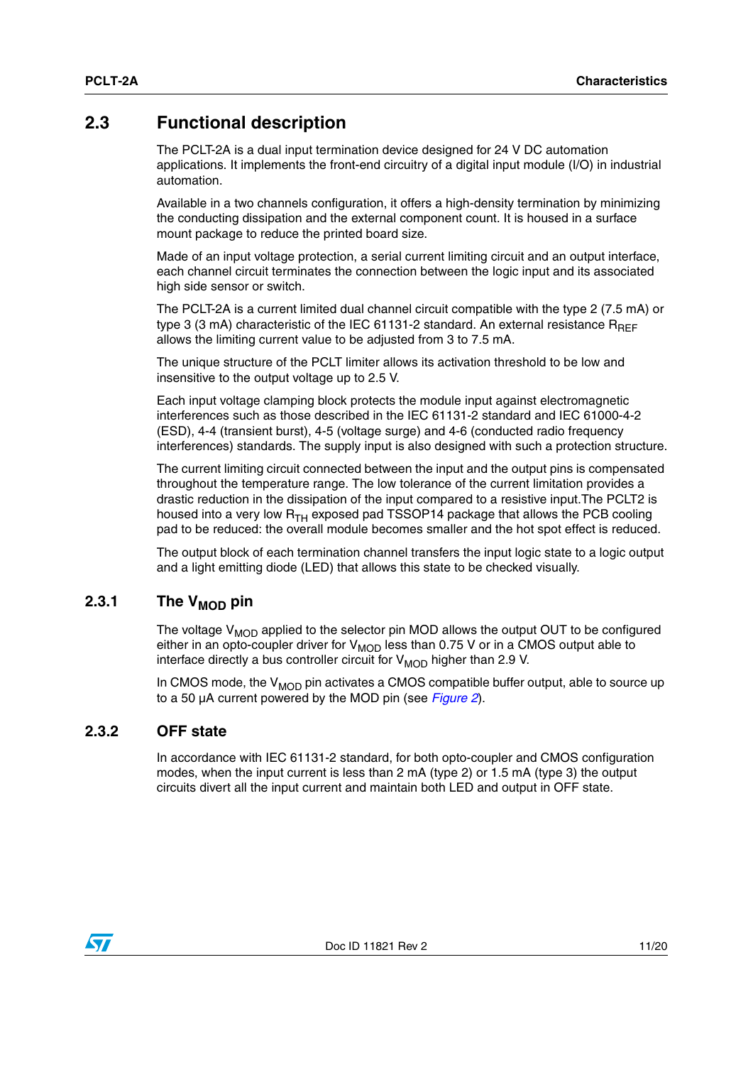## 2.3 Functional description

The PCLT-2A is a dual input termination device designed for 24 V DC automation applications. It implements the front-end circuitry of a digital input module (I/O) in industrial automation.

Available in a two channels configuration, it offers a high-density termination by minimizing the conducting dissipation and the external component count. It is housed in a surface mount package to reduce the printed board size.

Made of an input voltage protection, a serial current limiting circuit and an output interface, each channel circuit terminates the connection between the logic input and its associated high side sensor or switch.

The PCLT-2A is a current limited dual channel circuit compatible with the type 2 (7.5 mA) or type 3 (3 mA) characteristic of the IEC 61131-2 standard. An external resistance $R_{REF}$ allows the limiting current value to be adjusted from 3 to 7.5 mA.

The unique structure of the PCLT limiter allows its activation threshold to be low and insensitive to the output voltage up to 2.5 V.

Each input voltage clamping block protects the module input against electromagnetic interferences such as those described in the IEC 61131-2 standard and IEC 61000-4-2 (ESD), 4-4 (transient burst), 4-5 (voltage surge) and 4-6 (conducted radio frequency interferences) standards. The supply input is also designed with such a protection structure.

The current limiting circuit connected between the input and the output pins is compensated throughout the temperature range. The low tolerance of the current limitation provides a drastic reduction in the dissipation of the input compared to a resistive input.The PCLT2 is housed into a very low $R_{TH}$ exposed pad TSSOP14 package that allows the PCB cooling pad to be reduced: the overall module becomes smaller and the hot spot effect is reduced.

The output block of each termination channel transfers the input logic state to a logic output and a light emitting diode (LED) that allows this state to be checked visually.

### 2.3.1 The $V_{MOD}$ pin

The voltage $V_{MOD}$ applied to the selector pin MOD allows the output OUT to be configured either in an opto-coupler driver for $V_{MOD}$ less than 0.75 V or in a CMOS output able to interface directly a bus controller circuit for $V_{MOD}$ higher than 2.9 V.

In CMOS mode, the $V_{MOD}$ pin activates a CMOS compatible buffer output, able to source up to a 50 µA current powered by the MOD pin (see *Figure 2*).

### 2.3.2 OFF state

In accordance with IEC 61131-2 standard, for both opto-coupler and CMOS configuration modes, when the input current is less than 2 mA (type 2) or 1.5 mA (type 3) the output circuits divert all the input current and maintain both LED and output in OFF state.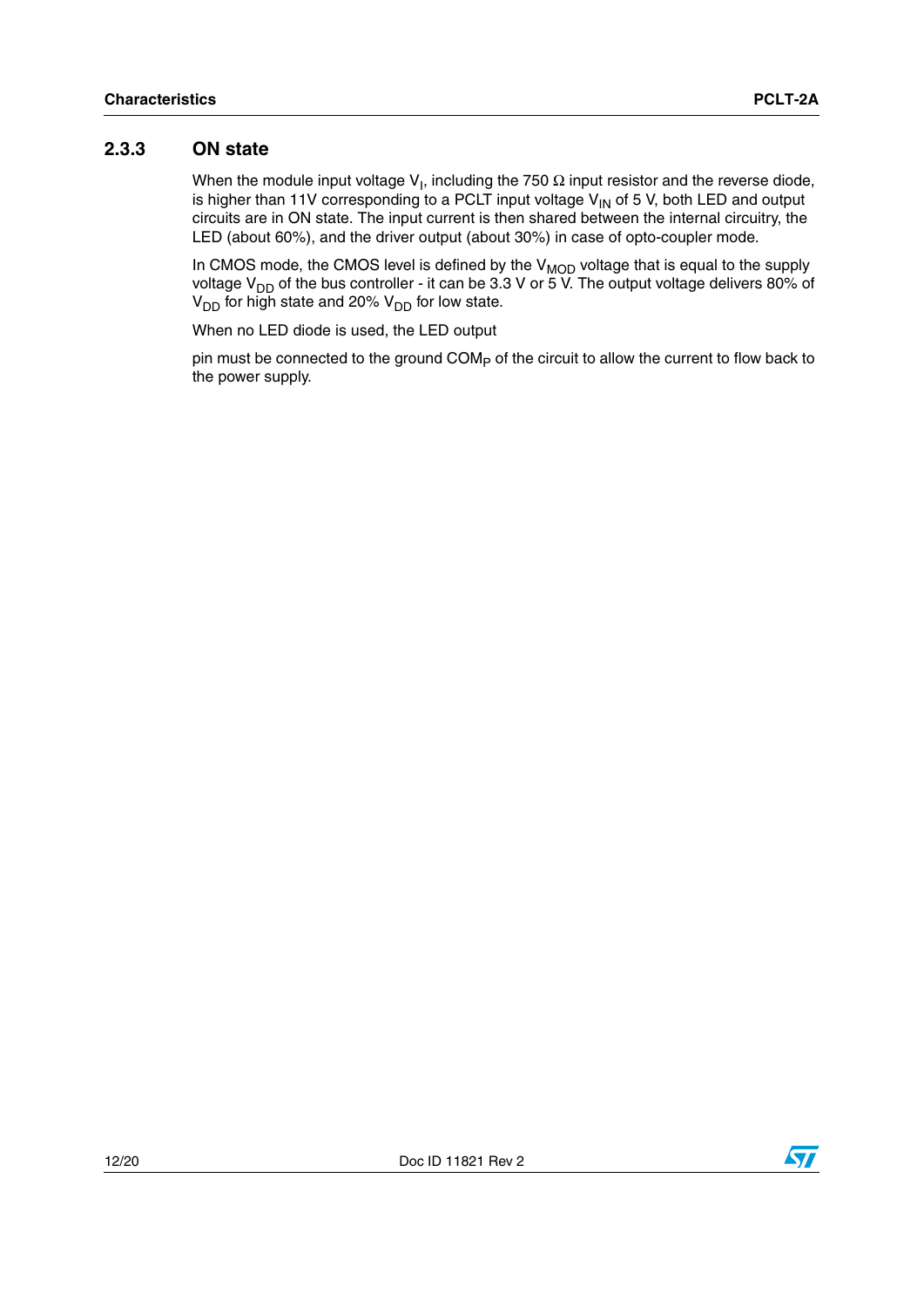### 2.3.3 ON state

When the module input voltage $V_I$, including the 750 Ω input resistor and the reverse diode, is higher than 11V corresponding to a PCLT input voltage $V_{IN}$ of 5 V, both LED and output circuits are in ON state. The input current is then shared between the internal circuitry, the LED (about 60%), and the driver output (about 30%) in case of opto-coupler mode.

In CMOS mode, the CMOS level is defined by the $V_{MOD}$ voltage that is equal to the supply voltage $V_{DD}$ of the bus controller - it can be 3.3 V or 5 V. The output voltage delivers 80% of $V_{DD}$ for high state and 20% $V_{DD}$ for low state.

When no LED diode is used, the LED output

pin must be connected to the ground $COM_P$ of the circuit to allow the current to flow back to the power supply.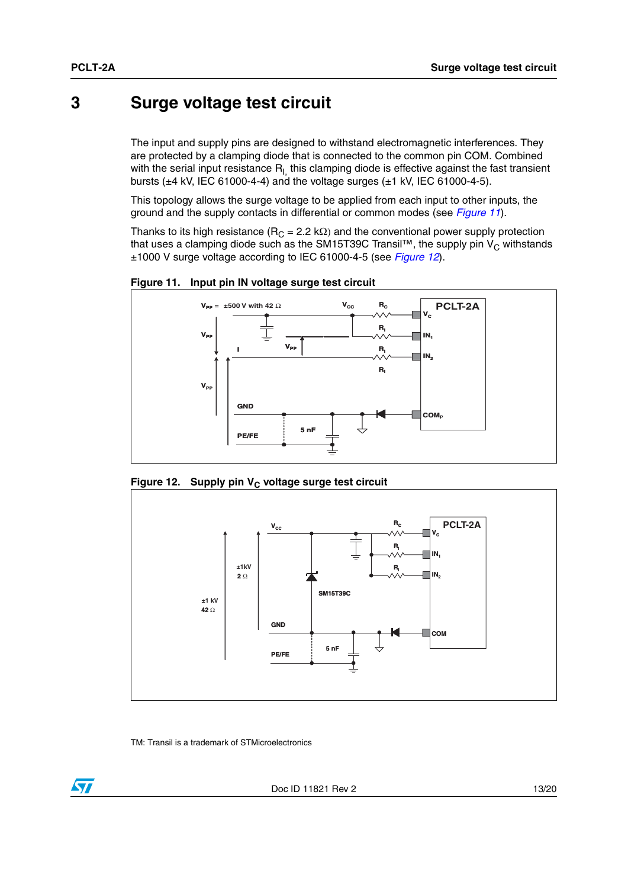# 3 Surge voltage test circuit

The input and supply pins are designed to withstand electromagnetic interferences. They are protected by a clamping diode that is connected to the common pin COM. Combined with the serial input resistance $R_I$, this clamping diode is effective against the fast transient bursts (±4 kV, IEC 61000-4-4) and the voltage surges (±1 kV, IEC 61000-4-5).

This topology allows the surge voltage to be applied from each input to other inputs, the ground and the supply contacts in differential or common modes (see *Figure 11*).

Thanks to its high resistance ($R_C$ = 2.2 kΩ) and the conventional power supply protection that uses a clamping diode such as the SM15T39C Transil™, the supply pin $V_C$ withstands ±1000 V surge voltage according to IEC 61000-4-5 (see *Figure 12*).

**Figure 11. Input pin IN voltage surge test circuit**

**Figure 12. Supply pin $V_C$ voltage surge test circuit**

TM: Transil is a trademark of STMicroelectronics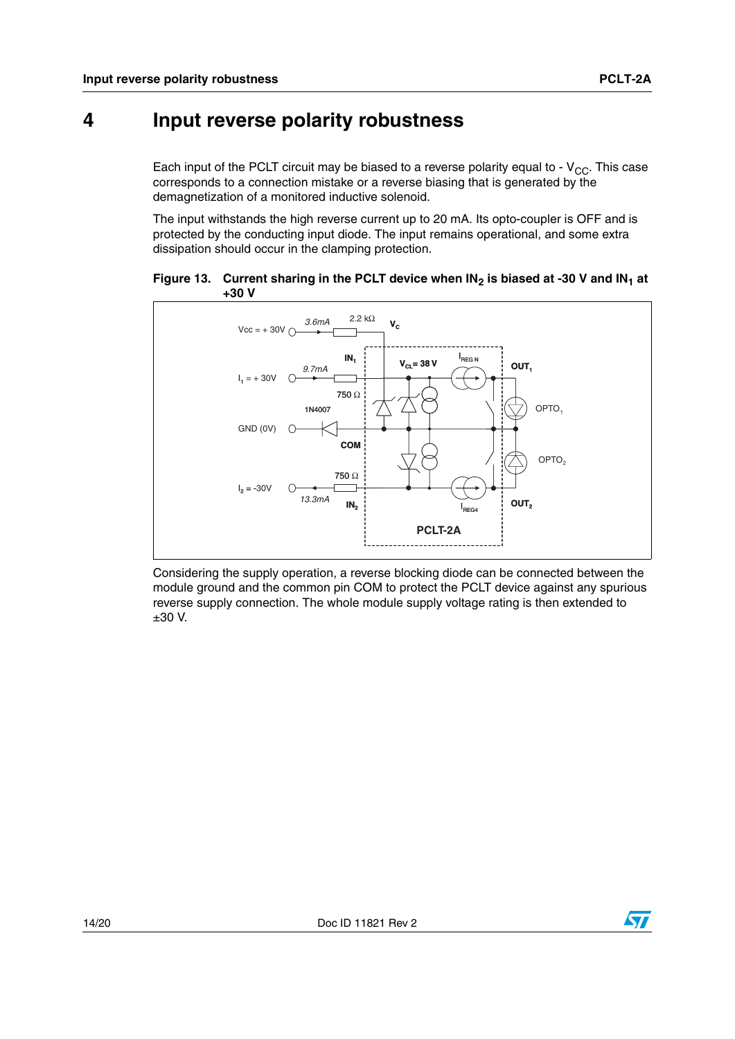# 4 Input reverse polarity robustness

Each input of the PCLT circuit may be biased to a reverse polarity equal to - $V_{CC}$. This case corresponds to a connection mistake or a reverse biasing that is generated by the demagnetization of a monitored inductive solenoid.

The input withstands the high reverse current up to 20 mA. Its opto-coupler is OFF and is protected by the conducting input diode. The input remains operational, and some extra dissipation should occur in the clamping protection.

**Figure 13. Current sharing in the PCLT device when $IN_2$ is biased at -30 V and $IN_1$ at +30 V**

Considering the supply operation, a reverse blocking diode can be connected between the module ground and the common pin COM to protect the PCLT device against any spurious reverse supply connection. The whole module supply voltage rating is then extended to ±30 V.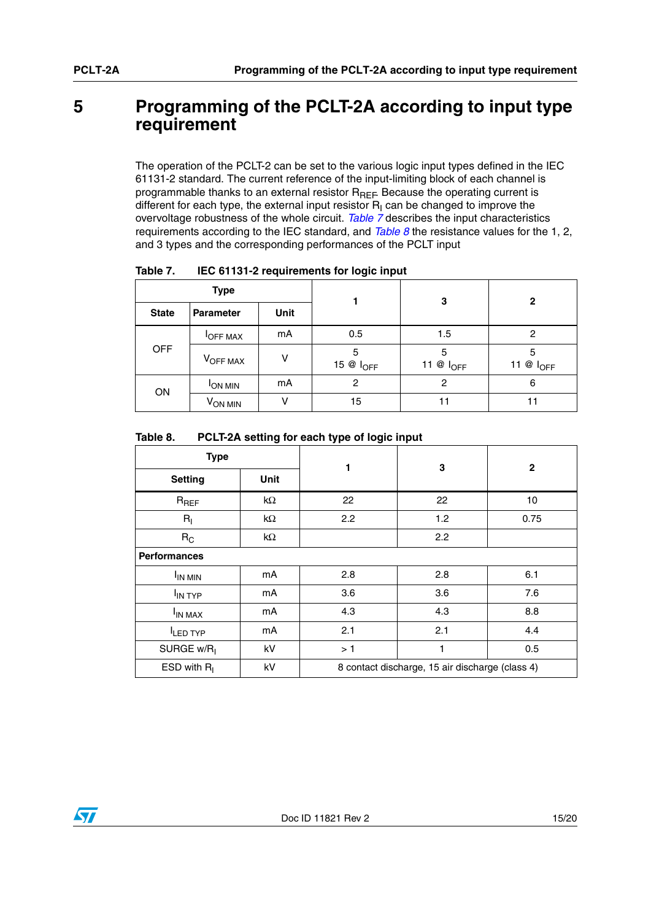# 5 Programming of the PCLT-2A according to input type requirement

The operation of the PCLT-2 can be set to the various logic input types defined in the IEC 61131-2 standard. The current reference of the input-limiting block of each channel is programmable thanks to an external resistor $R_{REF}$. Because the operating current is different for each type, the external input resistor $R_I$ can be changed to improve the overvoltage robustness of the whole circuit. *Table 7* describes the input characteristics requirements according to the IEC standard, and *Table 8* the resistance values for the 1, 2, and 3 types and the corresponding performances of the PCLT input

**Table 7. IEC 61131-2 requirements for logic input**

| Type | | | 1 | 3 | 2 |
|---|---|---|---|---|---|
| **State** | **Parameter** | **Unit** | | | |
| OFF | $I_{OFF\ MAX}$ | mA | 0.5 | 1.5 | 2 |
| | $V_{OFF\ MAX}$ | V | 5<br>15 @ $I_{OFF}$ | 5<br>11 @ $I_{OFF}$ | 5<br>11 @ $I_{OFF}$ |
| ON | $I_{ON\ MIN}$ | mA | 2 | 2 | 6 |
| | $V_{ON\ MIN}$ | V | 15 | 11 | 11 |

**Table 8. PCLT-2A setting for each type of logic input**

| Type | | 1 | 3 | 2 |
|---|---|---|---|---|
| **Setting** | **Unit** | | | |
| $R_{REF}$ | kΩ | 22 | 22 | 10 |
| $R_I$ | kΩ | 2.2 | 1.2 | 0.75 |
| $R_C$ | kΩ | | 2.2 | |
| **Performances** | | | | |
| $I_{IN\ MIN}$ | mA | 2.8 | 2.8 | 6.1 |
| $I_{IN\ TYP}$ | mA | 3.6 | 3.6 | 7.6 |
| $I_{IN\ MAX}$ | mA | 4.3 | 4.3 | 8.8 |
| $I_{LED\ TYP}$ | mA | 2.1 | 2.1 | 4.4 |
| SURGE w/$R_I$ | kV | > 1 | 1 | 0.5 |
| ESD with $R_I$ | kV | 8 contact discharge, 15 air discharge (class 4) | | |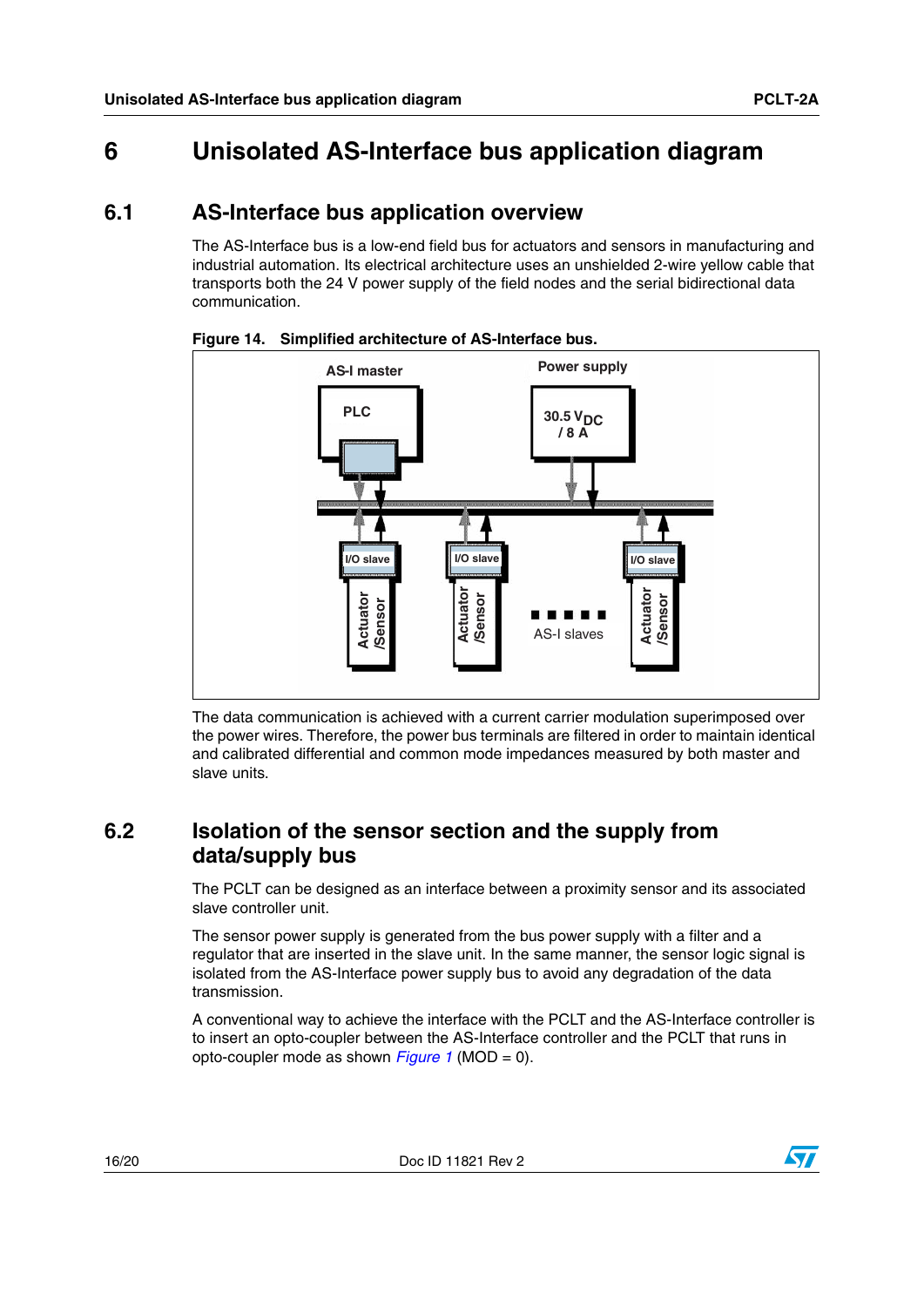# 6 Unisolated AS-Interface bus application diagram

## 6.1 AS-Interface bus application overview

The AS-Interface bus is a low-end field bus for actuators and sensors in manufacturing and industrial automation. Its electrical architecture uses an unshielded 2-wire yellow cable that transports both the 24 V power supply of the field nodes and the serial bidirectional data communication.

**Figure 14. Simplified architecture of AS-Interface bus.**

The data communication is achieved with a current carrier modulation superimposed over the power wires. Therefore, the power bus terminals are filtered in order to maintain identical and calibrated differential and common mode impedances measured by both master and slave units.

## 6.2 Isolation of the sensor section and the supply from data/supply bus

The PCLT can be designed as an interface between a proximity sensor and its associated slave controller unit.

The sensor power supply is generated from the bus power supply with a filter and a regulator that are inserted in the slave unit. In the same manner, the sensor logic signal is isolated from the AS-Interface power supply bus to avoid any degradation of the data transmission.

A conventional way to achieve the interface with the PCLT and the AS-Interface controller is to insert an opto-coupler between the AS-Interface controller and the PCLT that runs in opto-coupler mode as shown *Figure 1* (MOD = 0).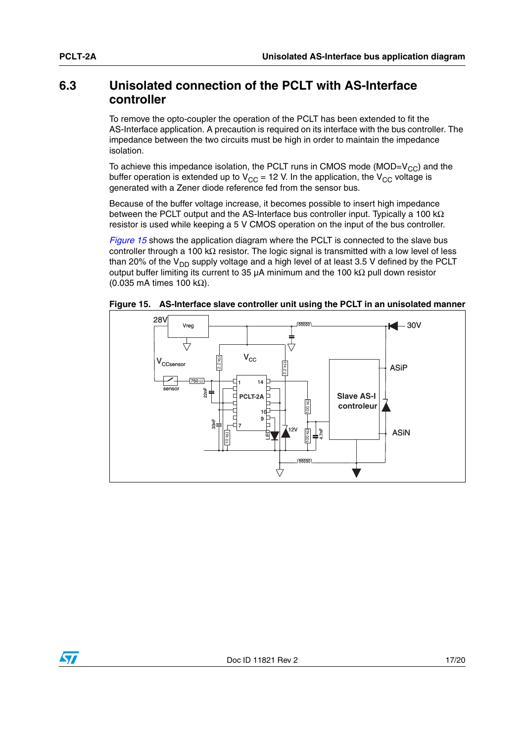## 6.3 Unisolated connection of the PCLT with AS-Interface controller

To remove the opto-coupler the operation of the PCLT has been extended to fit the AS-Interface application. A precaution is required on its interface with the bus controller. The impedance between the two circuits must be high in order to maintain the impedance isolation.

To achieve this impedance isolation, the PCLT runs in CMOS mode (MOD=$V_{CC}$) and the buffer operation is extended up to $V_{CC}$ = 12 V. In the application, the $V_{CC}$ voltage is generated with a Zener diode reference fed from the sensor bus.

Because of the buffer voltage increase, it becomes possible to insert high impedance between the PCLT output and the AS-Interface bus controller input. Typically a 100 kΩ resistor is used while keeping a 5 V CMOS operation on the input of the bus controller.

*Figure 15* shows the application diagram where the PCLT is connected to the slave bus controller through a 100 kΩ resistor. The logic signal is transmitted with a low level of less than 20% of the $V_{DD}$ supply voltage and a high level of at least 3.5 V defined by the PCLT output buffer limiting its current to 35 µA minimum and the 100 kΩ pull down resistor (0.035 mA times 100 kΩ).

**Figure 15. AS-Interface slave controller unit using the PCLT in an unisolated manner**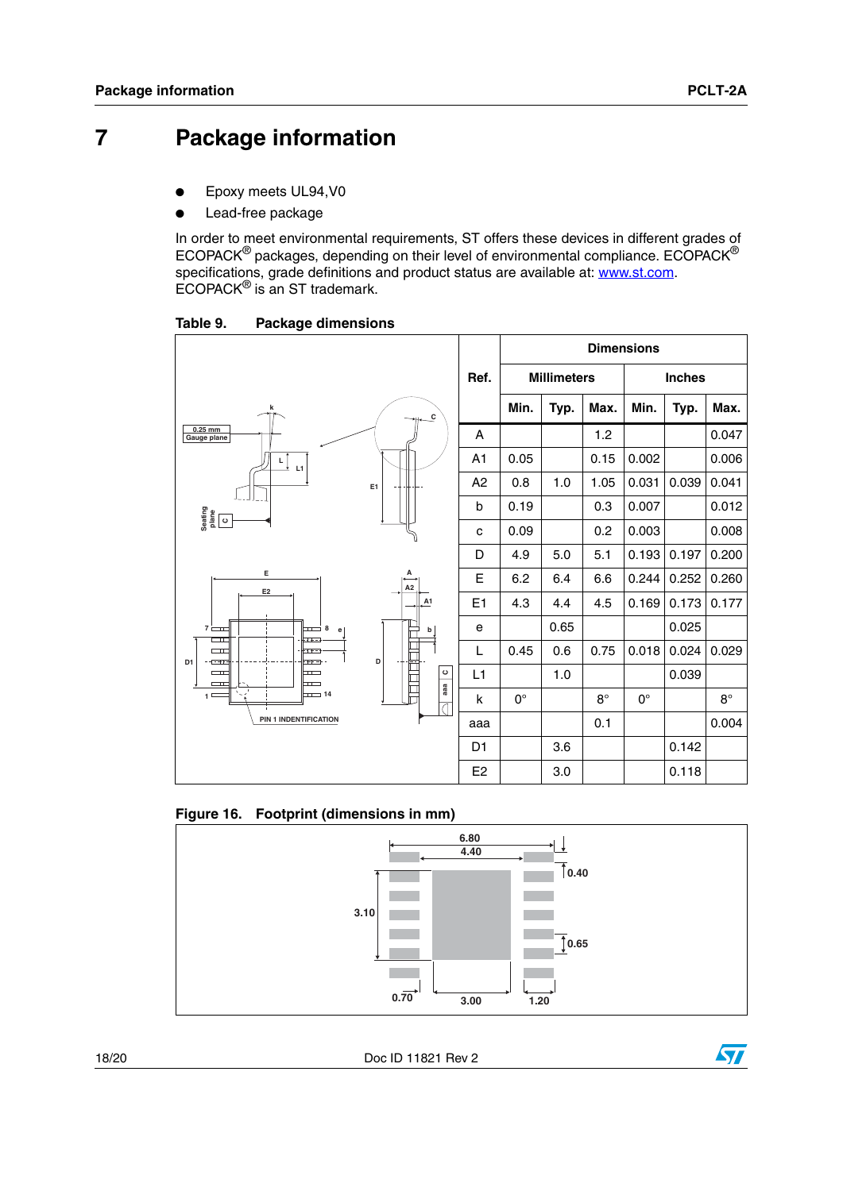# 7 Package information

- Epoxy meets UL94,V0
- Lead-free package

In order to meet environmental requirements, ST offers these devices in different grades of ECOPACK® packages, depending on their level of environmental compliance. ECOPACK® specifications, grade definitions and product status are available at: www.st.com. ECOPACK® is an ST trademark.

**Table 9. Package dimensions**

| Ref. | Millimeters | | | Inches | | |
|---|---|---|---|---|---|---|
| | Min. | Typ. | Max. | Min. | Typ. | Max. |
| A | | | 1.2 | | | 0.047 |
| A1 | 0.05 | | 0.15 | 0.002 | | 0.006 |
| A2 | 0.8 | 1.0 | 1.05 | 0.031 | 0.039 | 0.041 |
| b | 0.19 | | 0.3 | 0.007 | | 0.012 |
| c | 0.09 | | 0.2 | 0.003 | | 0.008 |
| D | 4.9 | 5.0 | 5.1 | 0.193 | 0.197 | 0.200 |
| E | 6.2 | 6.4 | 6.6 | 0.244 | 0.252 | 0.260 |
| E1 | 4.3 | 4.4 | 4.5 | 0.169 | 0.173 | 0.177 |
| e | | 0.65 | | | 0.025 | |
| L | 0.45 | 0.6 | 0.75 | 0.018 | 0.024 | 0.029 |
| L1 | | 1.0 | | | 0.039 | |
| k | 0° | | 8° | 0° | | 8° |
| aaa | | | 0.1 | | | 0.004 |
| D1 | | 3.6 | | | 0.142 | |
| E2 | | 3.0 | | | 0.118 | |

**Figure 16. Footprint (dimensions in mm)**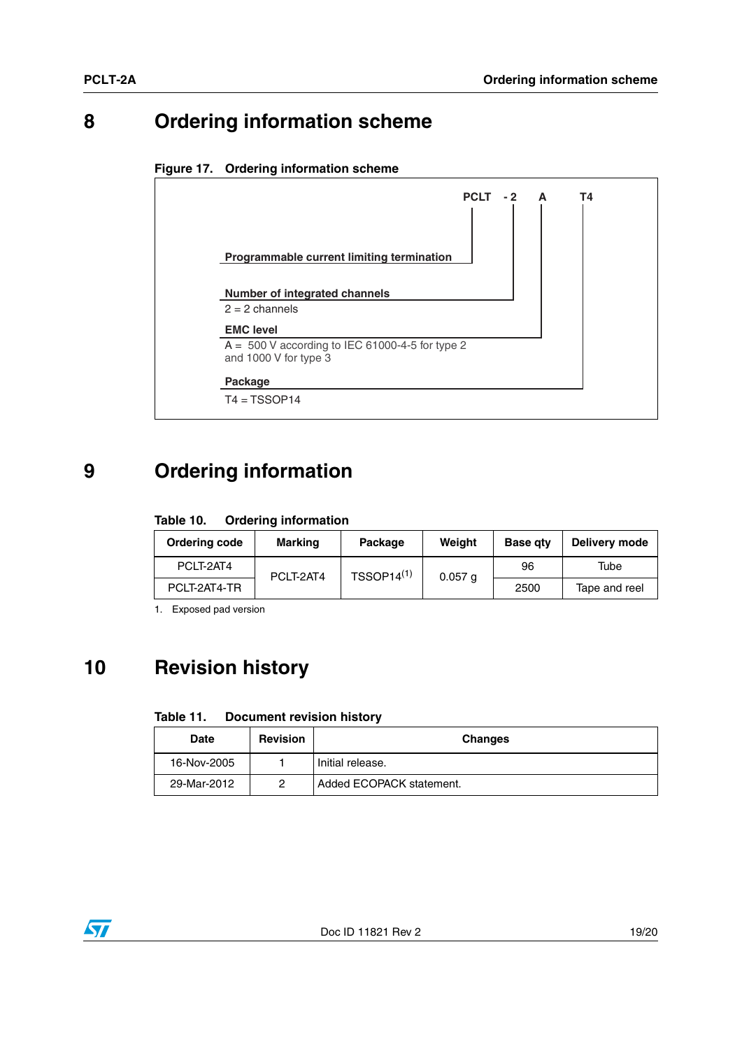# 8 Ordering information scheme

**Figure 17. Ordering information scheme**

**PCLT - 2 A T4**

**Programmable current limiting termination**

**Number of integrated channels**
2 = 2 channels

**EMC level**
A = 500 V according to IEC 61000-4-5 for type 2 and 1000 V for type 3

**Package**
T4 = TSSOP14

# 9 Ordering information

**Table 10. Ordering information**

| Ordering code | Marking | Package | Weight | Base qty | Delivery mode |
|---|---|---|---|---|---|
| PCLT-2AT4 | PCLT-2AT4 | TSSOP14[(1)] | 0.057 g | 96 | Tube |
| PCLT-2AT4-TR | | | | 2500 | Tape and reel |

1. Exposed pad version

# 10 Revision history

**Table 11. Document revision history**

| Date | Revision | Changes |
|---|---|---|
| 16-Nov-2005 | 1 | Initial release. |
| 29-Mar-2012 | 2 | Added ECOPACK statement. |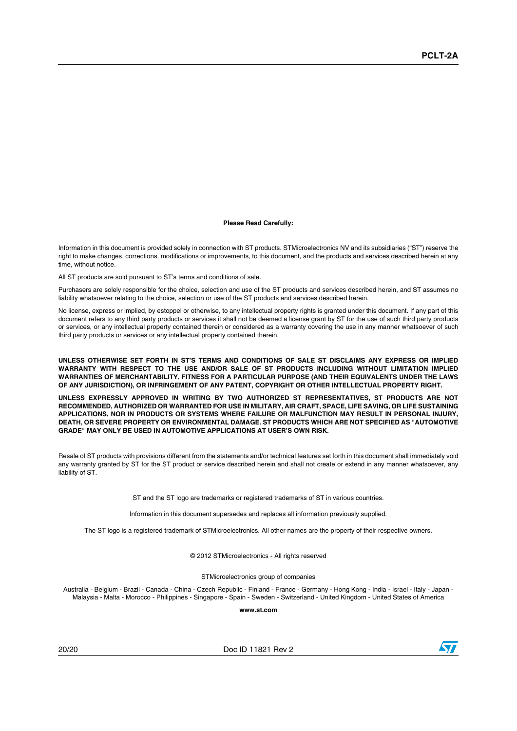**Please Read Carefully:**

Information in this document is provided solely in connection with ST products. STMicroelectronics NV and its subsidiaries (“ST”) reserve the right to make changes, corrections, modifications or improvements, to this document, and the products and services described herein at any time, without notice.

All ST products are sold pursuant to ST’s terms and conditions of sale.

Purchasers are solely responsible for the choice, selection and use of the ST products and services described herein, and ST assumes no liability whatsoever relating to the choice, selection or use of the ST products and services described herein.

No license, express or implied, by estoppel or otherwise, to any intellectual property rights is granted under this document. If any part of this document refers to any third party products or services it shall not be deemed a license grant by ST for the use of such third party products or services, or any intellectual property contained therein or considered as a warranty covering the use in any manner whatsoever of such third party products or services or any intellectual property contained therein.

**UNLESS OTHERWISE SET FORTH IN ST’S TERMS AND CONDITIONS OF SALE ST DISCLAIMS ANY EXPRESS OR IMPLIED WARRANTY WITH RESPECT TO THE USE AND/OR SALE OF ST PRODUCTS INCLUDING WITHOUT LIMITATION IMPLIED WARRANTIES OF MERCHANTABILITY, FITNESS FOR A PARTICULAR PURPOSE (AND THEIR EQUIVALENTS UNDER THE LAWS OF ANY JURISDICTION), OR INFRINGEMENT OF ANY PATENT, COPYRIGHT OR OTHER INTELLECTUAL PROPERTY RIGHT.**

**UNLESS EXPRESSLY APPROVED IN WRITING BY TWO AUTHORIZED ST REPRESENTATIVES, ST PRODUCTS ARE NOT RECOMMENDED, AUTHORIZED OR WARRANTED FOR USE IN MILITARY, AIR CRAFT, SPACE, LIFE SAVING, OR LIFE SUSTAINING APPLICATIONS, NOR IN PRODUCTS OR SYSTEMS WHERE FAILURE OR MALFUNCTION MAY RESULT IN PERSONAL INJURY, DEATH, OR SEVERE PROPERTY OR ENVIRONMENTAL DAMAGE. ST PRODUCTS WHICH ARE NOT SPECIFIED AS "AUTOMOTIVE GRADE" MAY ONLY BE USED IN AUTOMOTIVE APPLICATIONS AT USER’S OWN RISK.**

Resale of ST products with provisions different from the statements and/or technical features set forth in this document shall immediately void any warranty granted by ST for the ST product or service described herein and shall not create or extend in any manner whatsoever, any liability of ST.

ST and the ST logo are trademarks or registered trademarks of ST in various countries.

Information in this document supersedes and replaces all information previously supplied.

The ST logo is a registered trademark of STMicroelectronics. All other names are the property of their respective owners.

© 2012 STMicroelectronics - All rights reserved

STMicroelectronics group of companies

Australia - Belgium - Brazil - Canada - China - Czech Republic - Finland - France - Germany - Hong Kong - India - Israel - Italy - Japan - Malaysia - Malta - Morocco - Philippines - Singapore - Spain - Sweden - Switzerland - United Kingdom - United States of America

**www.st.com**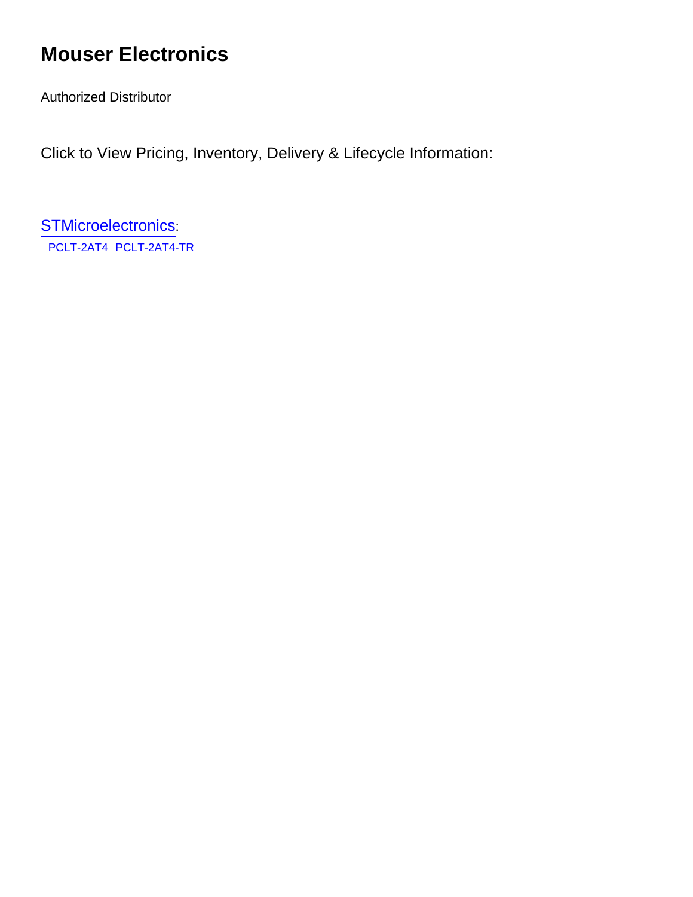# Mouser Electronics

Authorized Distributor

Click to View Pricing, Inventory, Delivery & Lifecycle Information:

STMicroelectronics:

PCLT-2AT4 PCLT-2AT4-TR